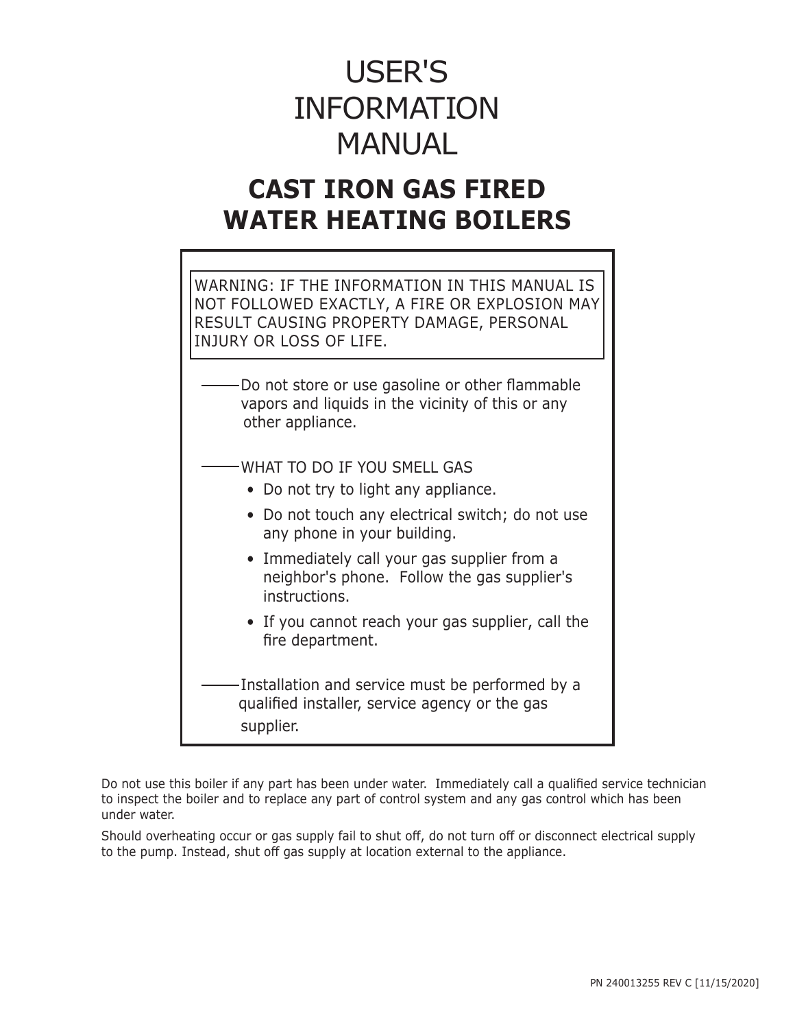# USER'S INFORMATION MANUAL

## CAST IRON GAS FIRED WATER HEATING BOILERS

WARNING: IF THE INFORMATION IN THIS MANUAL IS NOT FOLLOWED EXACTLY, A FIRE OR EXPLOSION MAY RESULT CAUSING PROPERTY DAMAGE, PERSONAL INJURY OR LOSS OF LIFE.

— Do not store or use gasoline or other flammable vapors and liquids in the vicinity of this or any other appliance.

— WHAT TO DO IF YOU SMELL GAS

- Do not try to light any appliance.
- Do not touch any electrical switch; do not use any phone in your building.
- Immediately call your gas supplier from a neighbor's phone. Follow the gas supplier's instructions.
- If you cannot reach your gas supplier, call the fire department.

— Installation and service must be performed by a qualified installer, service agency or the gas supplier.

Do not use this boiler if any part has been under water. Immediately call a qualified service technician to inspect the boiler and to replace any part of control system and any gas control which has been under water.

Should overheating occur or gas supply fail to shut off, do not turn off or disconnect electrical supply to the pump. Instead, shut off gas supply at location external to the appliance.

PN 240013255 REV C [11/15/2020]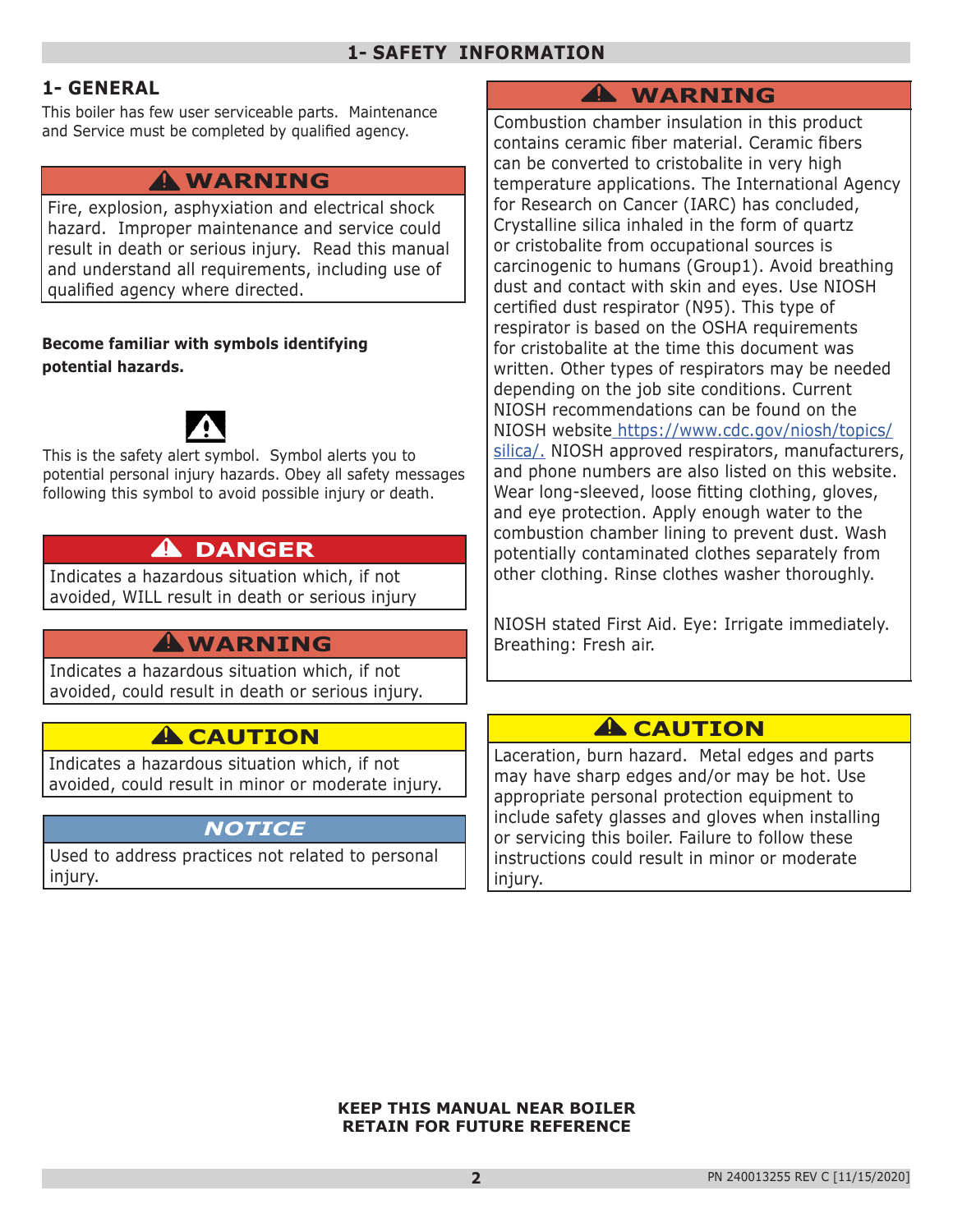# 1- SAFETY INFORMATION

## 1- GENERAL

This boiler has few user serviceable parts. Maintenance and Service must be completed by qualified agency.

**⚠ WARNING**

Fire, explosion, asphyxiation and electrical shock hazard. Improper maintenance and service could result in death or serious injury. Read this manual and understand all requirements, including use of qualified agency where directed.

**Become familiar with symbols identifying potential hazards.**

⚠

This is the safety alert symbol. Symbol alerts you to potential personal injury hazards. Obey all safety messages following this symbol to avoid possible injury or death.

**⚠ DANGER**

Indicates a hazardous situation which, if not avoided, WILL result in death or serious injury

**⚠ WARNING**

Indicates a hazardous situation which, if not avoided, could result in death or serious injury.

**⚠ CAUTION**

Indicates a hazardous situation which, if not avoided, could result in minor or moderate injury.

***NOTICE***

Used to address practices not related to personal injury.

**⚠ WARNING**

Combustion chamber insulation in this product contains ceramic fiber material. Ceramic fibers can be converted to cristobalite in very high temperature applications. The International Agency for Research on Cancer (IARC) has concluded, Crystalline silica inhaled in the form of quartz or cristobalite from occupational sources is carcinogenic to humans (Group1). Avoid breathing dust and contact with skin and eyes. Use NIOSH certified dust respirator (N95). This type of respirator is based on the OSHA requirements for cristobalite at the time this document was written. Other types of respirators may be needed depending on the job site conditions. Current NIOSH recommendations can be found on the NIOSH website https://www.cdc.gov/niosh/topics/silica/. NIOSH approved respirators, manufacturers, and phone numbers are also listed on this website. Wear long-sleeved, loose fitting clothing, gloves, and eye protection. Apply enough water to the combustion chamber lining to prevent dust. Wash potentially contaminated clothes separately from other clothing. Rinse clothes washer thoroughly.

NIOSH stated First Aid. Eye: Irrigate immediately. Breathing: Fresh air.

**⚠ CAUTION**

Laceration, burn hazard. Metal edges and parts may have sharp edges and/or may be hot. Use appropriate personal protection equipment to include safety glasses and gloves when installing or servicing this boiler. Failure to follow these instructions could result in minor or moderate injury.

**KEEP THIS MANUAL NEAR BOILER**
**RETAIN FOR FUTURE REFERENCE**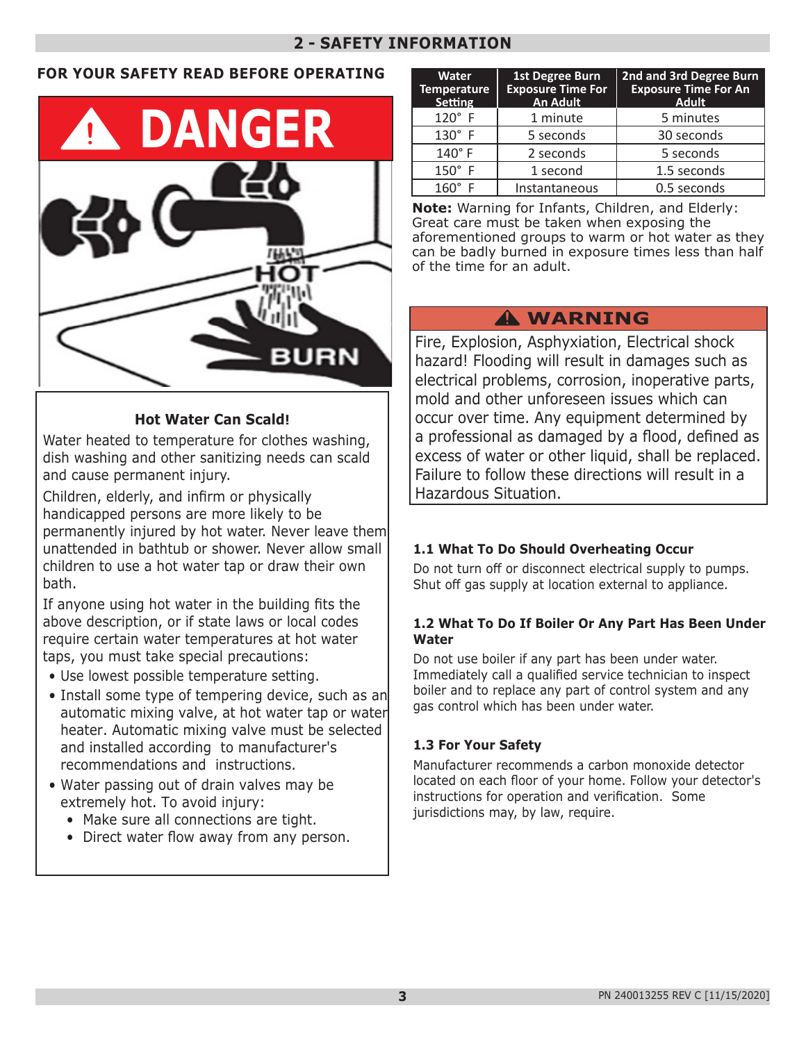## 2 - SAFETY INFORMATION

### FOR YOUR SAFETY READ BEFORE OPERATING

**⚠ DANGER**

HOT

BURN

**Hot Water Can Scald!**

Water heated to temperature for clothes washing, dish washing and other sanitizing needs can scald and cause permanent injury.

Children, elderly, and infirm or physically handicapped persons are more likely to be permanently injured by hot water. Never leave them unattended in bathtub or shower. Never allow small children to use a hot water tap or draw their own bath.

If anyone using hot water in the building fits the above description, or if state laws or local codes require certain water temperatures at hot water taps, you must take special precautions:

- Use lowest possible temperature setting.
- Install some type of tempering device, such as an automatic mixing valve, at hot water tap or water heater. Automatic mixing valve must be selected and installed according to manufacturer's recommendations and instructions.
- Water passing out of drain valves may be extremely hot. To avoid injury:
  - Make sure all connections are tight.
  - Direct water flow away from any person.

| Water Temperature Setting | 1st Degree Burn Exposure Time For An Adult | 2nd and 3rd Degree Burn Exposure Time For An Adult |
|---|---|---|
| 120° F | 1 minute | 5 minutes |
| 130° F | 5 seconds | 30 seconds |
| 140° F | 2 seconds | 5 seconds |
| 150° F | 1 second | 1.5 seconds |
| 160° F | Instantaneous | 0.5 seconds |

**Note:** Warning for Infants, Children, and Elderly: Great care must be taken when exposing the aforementioned groups to warm or hot water as they can be badly burned in exposure times less than half of the time for an adult.

**⚠ WARNING**

Fire, Explosion, Asphyxiation, Electrical shock hazard! Flooding will result in damages such as electrical problems, corrosion, inoperative parts, mold and other unforeseen issues which can occur over time. Any equipment determined by a professional as damaged by a flood, defined as excess of water or other liquid, shall be replaced. Failure to follow these directions will result in a Hazardous Situation.

### 1.1 What To Do Should Overheating Occur

Do not turn off or disconnect electrical supply to pumps. Shut off gas supply at location external to appliance.

### 1.2 What To Do If Boiler Or Any Part Has Been Under Water

Do not use boiler if any part has been under water. Immediately call a qualified service technician to inspect boiler and to replace any part of control system and any gas control which has been under water.

### 1.3 For Your Safety

Manufacturer recommends a carbon monoxide detector located on each floor of your home. Follow your detector's instructions for operation and verification. Some jurisdictions may, by law, require.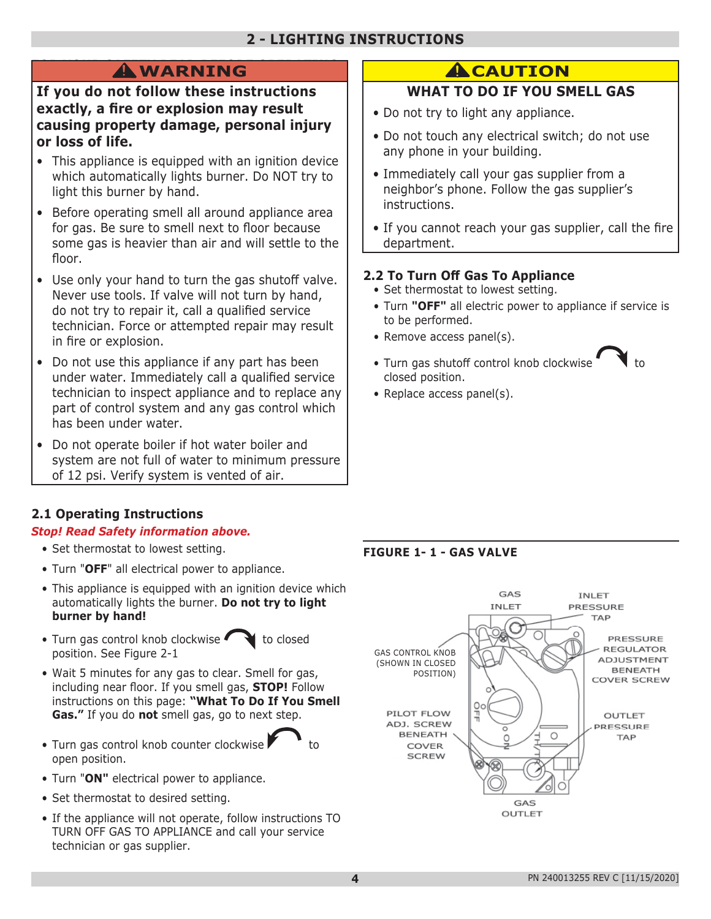# 2 - LIGHTING INSTRUCTIONS

## ⚠ WARNING

**If you do not follow these instructions exactly, a fire or explosion may result causing property damage, personal injury or loss of life.**

- This appliance is equipped with an ignition device which automatically lights burner. Do NOT try to light this burner by hand.
- Before operating smell all around appliance area for gas. Be sure to smell next to floor because some gas is heavier than air and will settle to the floor.
- Use only your hand to turn the gas shutoff valve. Never use tools. If valve will not turn by hand, do not try to repair it, call a qualified service technician. Force or attempted repair may result in fire or explosion.
- Do not use this appliance if any part has been under water. Immediately call a qualified service technician to inspect appliance and to replace any part of control system and any gas control which has been under water.
- Do not operate boiler if hot water boiler and system are not full of water to minimum pressure of 12 psi. Verify system is vented of air.

## ⚠ CAUTION

**WHAT TO DO IF YOU SMELL GAS**

- Do not try to light any appliance.
- Do not touch any electrical switch; do not use any phone in your building.
- Immediately call your gas supplier from a neighbor's phone. Follow the gas supplier's instructions.
- If you cannot reach your gas supplier, call the fire department.

## 2.1 Operating Instructions

***Stop! Read Safety information above.***

- Set thermostat to lowest setting.
- Turn "**OFF**" all electrical power to appliance.
- This appliance is equipped with an ignition device which automatically lights the burner. **Do not try to light burner by hand!**
- Turn gas control knob clockwise ↻ to closed position. See Figure 2-1
- Wait 5 minutes for any gas to clear. Smell for gas, including near floor. If you smell gas, **STOP!** Follow instructions on this page: **"What To Do If You Smell Gas."** If you do **not** smell gas, go to next step.
- Turn gas control knob counter clockwise ↺ to open position.
- Turn "**ON"** electrical power to appliance.
- Set thermostat to desired setting.
- If the appliance will not operate, follow instructions TO TURN OFF GAS TO APPLIANCE and call your service technician or gas supplier.

## 2.2 To Turn Off Gas To Appliance

- Set thermostat to lowest setting.
- Turn **"OFF"** all electric power to appliance if service is to be performed.
- Remove access panel(s).
- Turn gas shutoff control knob clockwise ↻ to closed position.
- Replace access panel(s).

**FIGURE 1- 1 - GAS VALVE**

GAS INLET; INLET PRESSURE TAP; GAS CONTROL KNOB (SHOWN IN CLOSED POSITION); PRESSURE REGULATOR ADJUSTMENT BENEATH COVER SCREW; PILOT FLOW ADJ. SCREW BENEATH COVER SCREW; OUTLET PRESSURE TAP; GAS OUTLET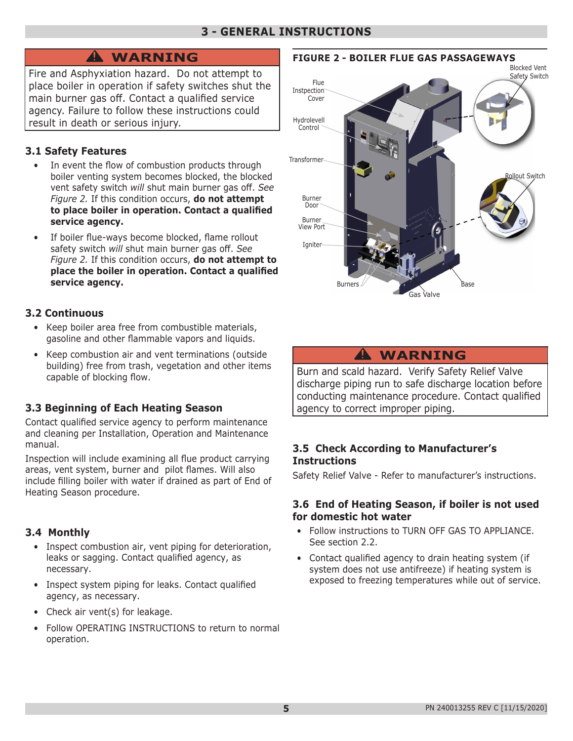# 3 - GENERAL INSTRUCTIONS

> **⚠ WARNING**
>
> Fire and Asphyxiation hazard. Do not attempt to place boiler in operation if safety switches shut the main burner gas off. Contact a qualified service agency. Failure to follow these instructions could result in death or serious injury.

## 3.1 Safety Features

- In event the flow of combustion products through boiler venting system becomes blocked, the blocked vent safety switch *will* shut main burner gas off. *See Figure 2.* If this condition occurs, **do not attempt to place boiler in operation. Contact a qualified service agency.**
- If boiler flue-ways become blocked, flame rollout safety switch *will* shut main burner gas off. *See Figure 2.* If this condition occurs, **do not attempt to place the boiler in operation. Contact a qualified service agency.**

## 3.2 Continuous

- Keep boiler area free from combustible materials, gasoline and other flammable vapors and liquids.
- Keep combustion air and vent terminations (outside building) free from trash, vegetation and other items capable of blocking flow.

## 3.3 Beginning of Each Heating Season

Contact qualified service agency to perform maintenance and cleaning per Installation, Operation and Maintenance manual.

Inspection will include examining all flue product carrying areas, vent system, burner and pilot flames. Will also include filling boiler with water if drained as part of End of Heating Season procedure.

## 3.4 Monthly

- Inspect combustion air, vent piping for deterioration, leaks or sagging. Contact qualified agency, as necessary.
- Inspect system piping for leaks. Contact qualified agency, as necessary.
- Check air vent(s) for leakage.
- Follow OPERATING INSTRUCTIONS to return to normal operation.

**FIGURE 2 - BOILER FLUE GAS PASSAGEWAYS**

Blocked Vent Safety Switch; Flue Instpection Cover; Hydrolevell Control; Transformer; Rollout Switch; Burner Door; Burner View Port; Igniter; Burners; Base; Gas Valve

> **⚠ WARNING**
>
> Burn and scald hazard. Verify Safety Relief Valve discharge piping run to safe discharge location before conducting maintenance procedure. Contact qualified agency to correct improper piping.

## 3.5 Check According to Manufacturer's Instructions

Safety Relief Valve - Refer to manufacturer's instructions.

## 3.6 End of Heating Season, if boiler is not used for domestic hot water

- Follow instructions to TURN OFF GAS TO APPLIANCE. See section 2.2.
- Contact qualified agency to drain heating system (if system does not use antifreeze) if heating system is exposed to freezing temperatures while out of service.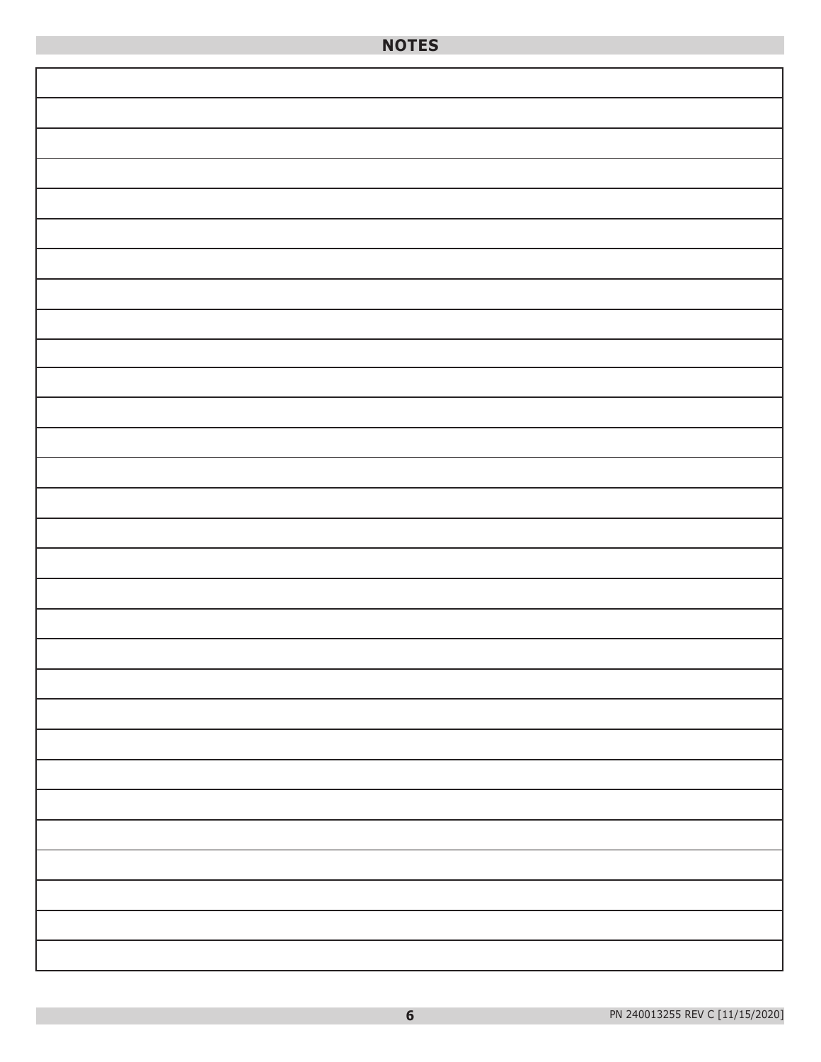## NOTES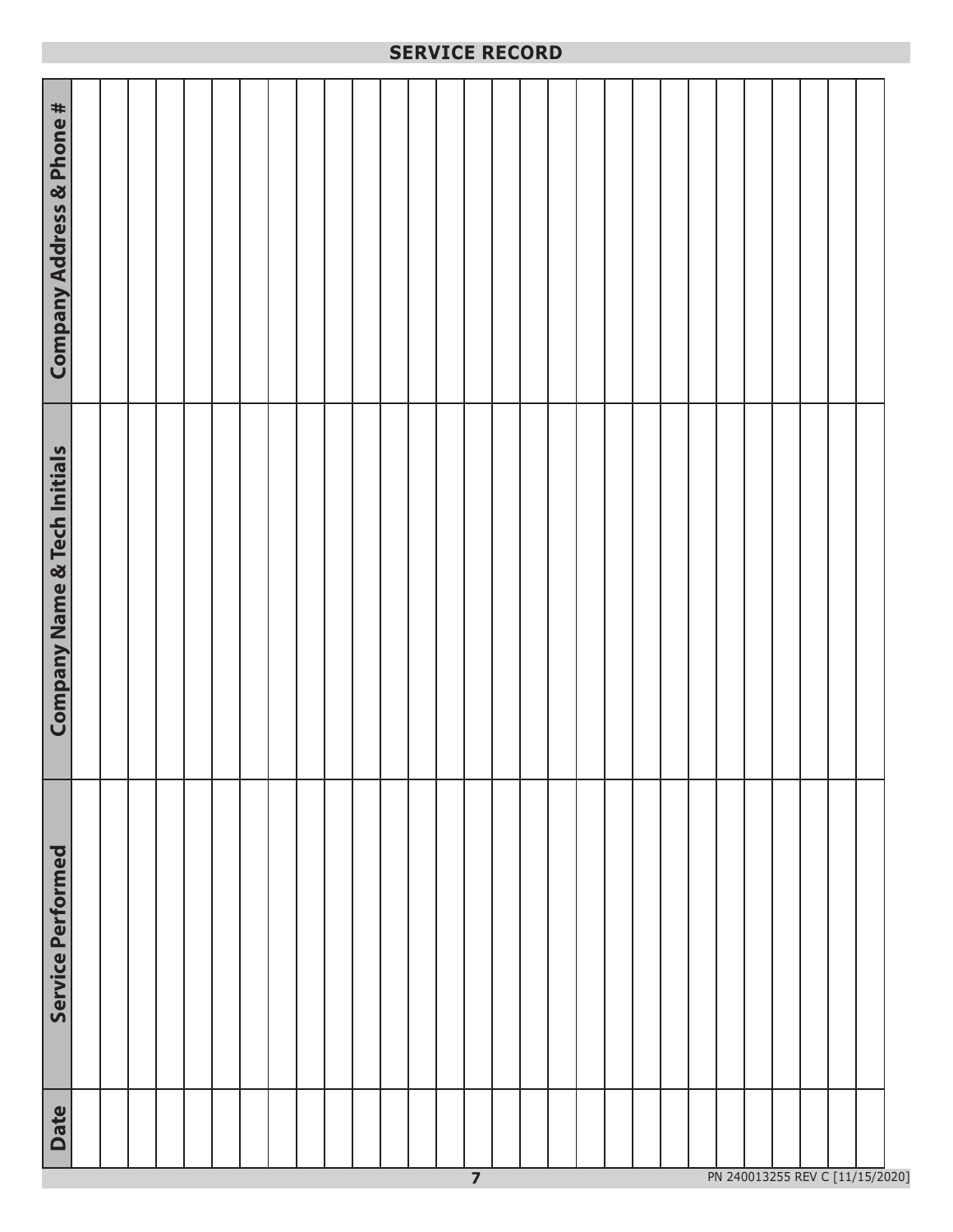## SERVICE RECORD

| Date | Service Performed | Company Name & Tech Initials | Company Address & Phone # |
|---|---|---|---|
| | | | |
| | | | |
| | | | |
| | | | |
| | | | |
| | | | |
| | | | |
| | | | |
| | | | |
| | | | |
| | | | |
| | | | |
| | | | |
| | | | |
| | | | |
| | | | |
| | | | |
| | | | |
| | | | |
| | | | |
| | | | |
| | | | |
| | | | |
| | | | |
| | | | |
| | | | |
| | | | |
| | | | |
| | | | |

PN 240013255 REV C [11/15/2020]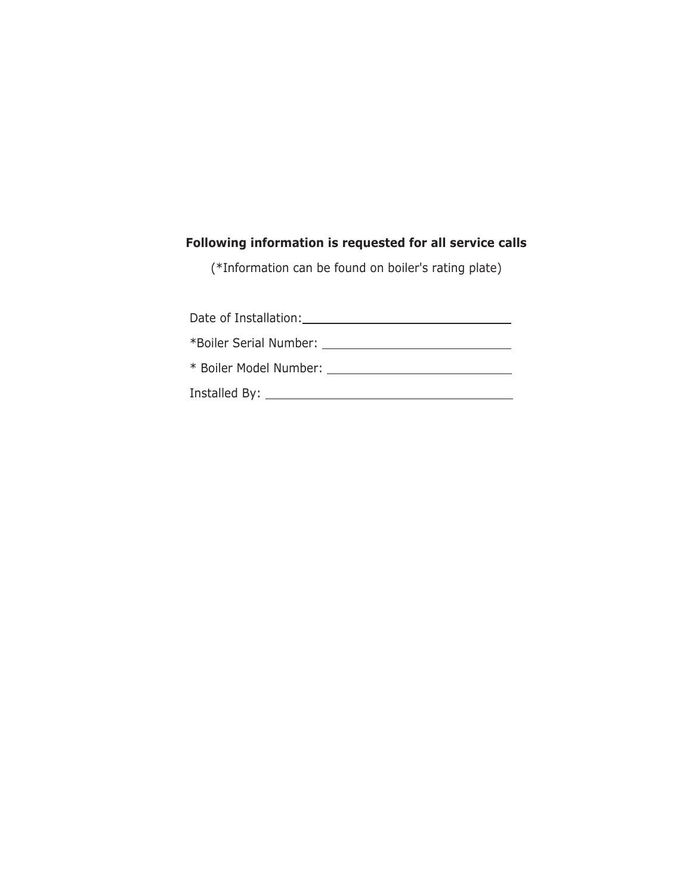**Following information is requested for all service calls**

(*Information can be found on boiler's rating plate)

Date of Installation: ______________________________

*Boiler Serial Number: ______________________________

* Boiler Model Number: ______________________________

Installed By: ______________________________